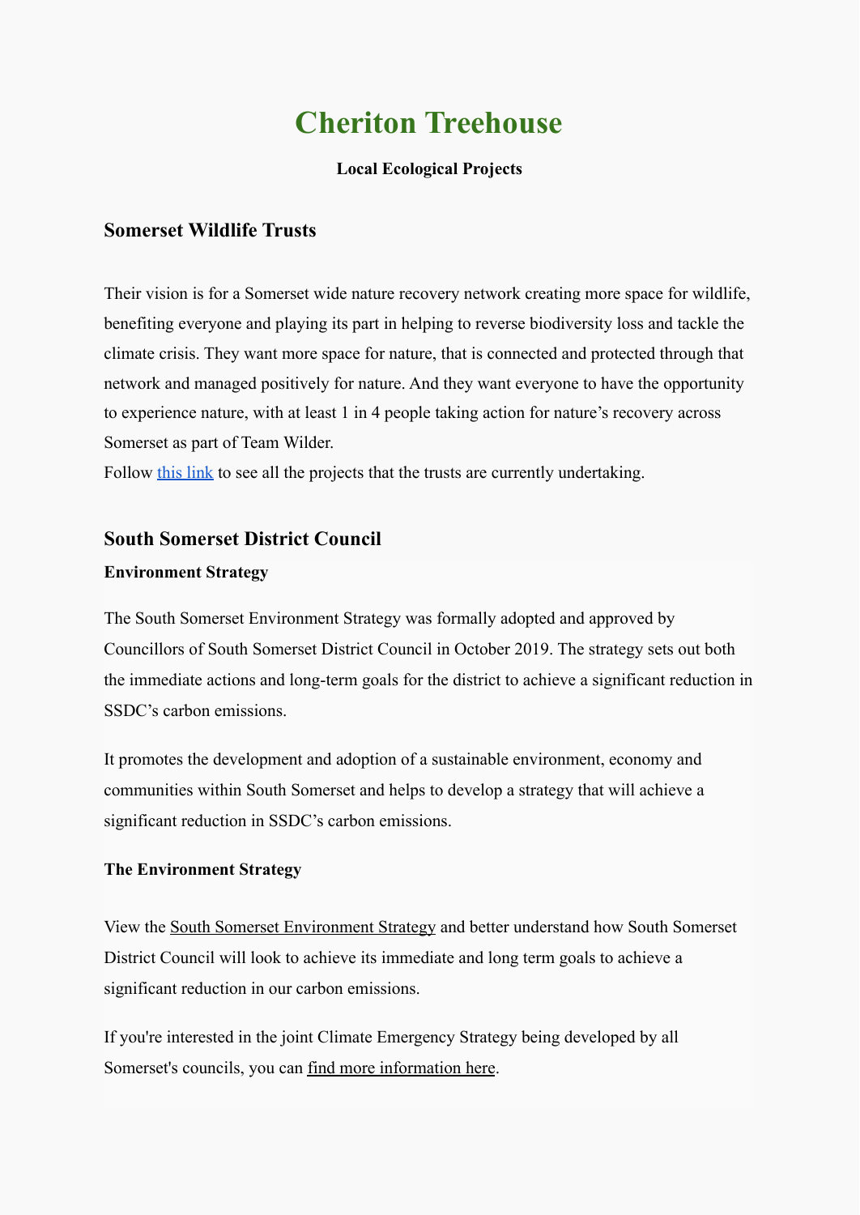# Cheriton Treehouse

**Local Ecological Projects**

## Somerset Wildlife Trusts

Their vision is for a Somerset wide nature recovery network creating more space for wildlife, benefiting everyone and playing its part in helping to reverse biodiversity loss and tackle the climate crisis. They want more space for nature, that is connected and protected through that network and managed positively for nature. And they want everyone to have the opportunity to experience nature, with at least 1 in 4 people taking action for nature's recovery across Somerset as part of Team Wilder.
Follow this link to see all the projects that the trusts are currently undertaking.

## South Somerset District Council

### Environment Strategy

The South Somerset Environment Strategy was formally adopted and approved by Councillors of South Somerset District Council in October 2019. The strategy sets out both the immediate actions and long-term goals for the district to achieve a significant reduction in SSDC's carbon emissions.

It promotes the development and adoption of a sustainable environment, economy and communities within South Somerset and helps to develop a strategy that will achieve a significant reduction in SSDC's carbon emissions.

### The Environment Strategy

View the South Somerset Environment Strategy and better understand how South Somerset District Council will look to achieve its immediate and long term goals to achieve a significant reduction in our carbon emissions.

If you're interested in the joint Climate Emergency Strategy being developed by all Somerset's councils, you can find more information here.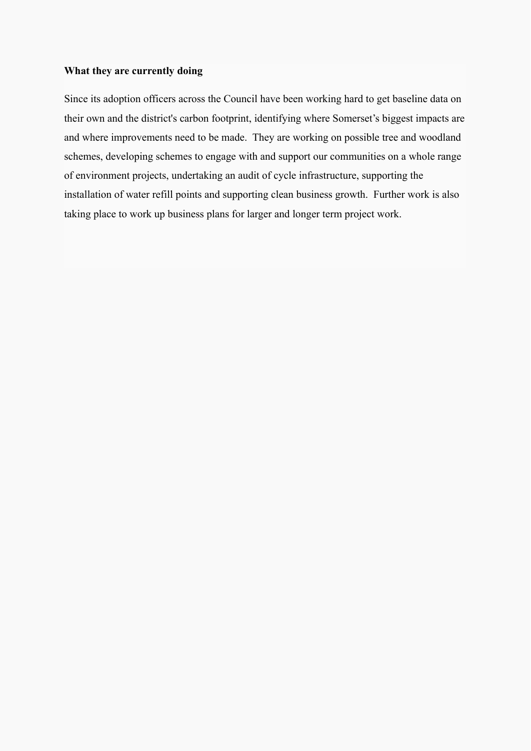**What they are currently doing**

Since its adoption officers across the Council have been working hard to get baseline data on their own and the district's carbon footprint, identifying where Somerset’s biggest impacts are and where improvements need to be made. They are working on possible tree and woodland schemes, developing schemes to engage with and support our communities on a whole range of environment projects, undertaking an audit of cycle infrastructure, supporting the installation of water refill points and supporting clean business growth. Further work is also taking place to work up business plans for larger and longer term project work.